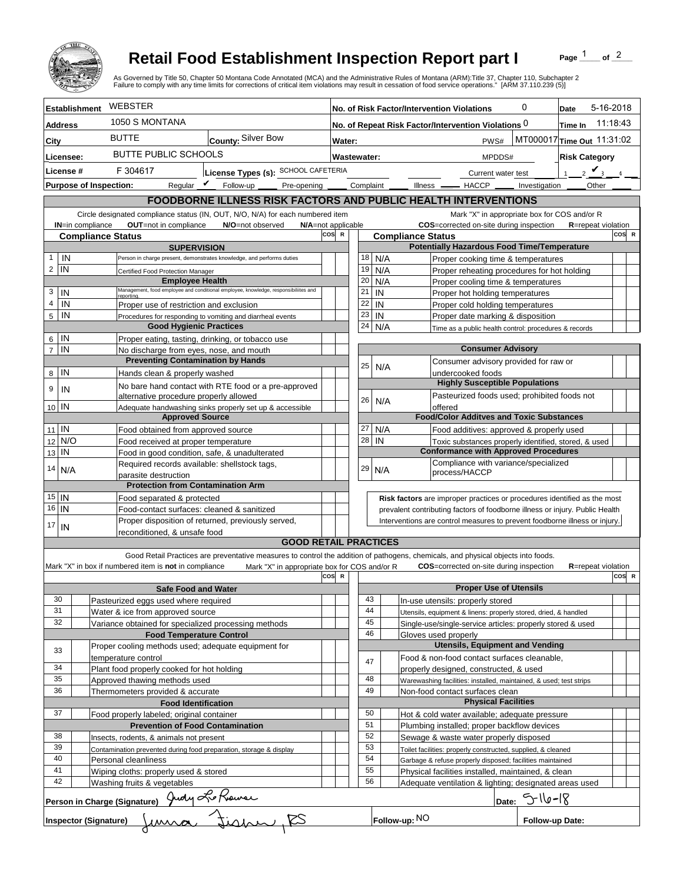# Retail Food Establishment Inspection Report part I

As Governed by Title 50, Chapter 50 Montana Code Annotated (MCA) and the Administrative Rules of Montana (ARM):Title 37, Chapter 110, Subchapter 2
Failure to comply with any time limits for corrections of critical item violations may result in cessation of food service operations." [ARM 37.110.239 (5)]

| | | | |
|---|---|---|---|
| **Establishment** WEBSTER | | **No. of Risk Factor/Intervention Violations** 0 | **Date** 5-16-2018 |
| **Address** 1050 S MONTANA | | **No. of Repeat Risk Factor/Intervention Violations** 0 | **Time In** 11:18:43 |
| **City** BUTTE | **County:** Silver Bow | **Water:** PWS# MT000017 | **Time Out** 11:31:02 |
| **Licensee:** BUTTE PUBLIC SCHOOLS | | **Wastewater:** MPDDS# | **Risk Category** |
| **License #** F 304617 | **License Types (s):** SCHOOL CAFETERIA | Current water test | 1 __ 2 ✔ 3 __ 4 __ |
| **Purpose of Inspection:** Regular ✔ Follow-up ___ Pre-opening ___ Complaint ___ Illness ___ HACCP ___ Investigation ___ Other ___ | | | |

## FOODBORNE ILLNESS RISK FACTORS AND PUBLIC HEALTH INTERVENTIONS

Circle designated compliance status (IN, OUT, N/O, N/A) for each numbered item — Mark "X" in appropriate box for COS and/or R

**IN**=in compliance **OUT**=not in compliance **N/O**=not observed **N/A**=not applicable — **COS**=corrected on-site during inspection **R**=repeat violation

| # | Compliance Status | Item | COS | R |
|---|---|---|---|---|
| | | **SUPERVISION** | | |
| 1 | IN | Person in charge present, demonstrates knowledge, and performs duties | | |
| 2 | IN | Certified Food Protection Manager | | |
| | | **Employee Health** | | |
| 3 | IN | Management, food employee and conditional employee, knowledge, responsibilities and reporting. | | |
| 4 | IN | Proper use of restriction and exclusion | | |
| 5 | IN | Procedures for responding to vomiting and diarrheal events | | |
| | | **Good Hygienic Practices** | | |
| 6 | IN | Proper eating, tasting, drinking, or tobacco use | | |
| 7 | IN | No discharge from eyes, nose, and mouth | | |
| | | **Preventing Contamination by Hands** | | |
| 8 | IN | Hands clean & properly washed | | |
| 9 | IN | No bare hand contact with RTE food or a pre-approved alternative procedure properly allowed | | |
| 10 | IN | Adequate handwashing sinks properly set up & accessible | | |
| | | **Approved Source** | | |
| 11 | IN | Food obtained from approved source | | |
| 12 | N/O | Food received at proper temperature | | |
| 13 | IN | Food in good condition, safe, & unadulterated | | |
| 14 | N/A | Required records available: shellstock tags, parasite destruction | | |
| | | **Protection from Contamination Arm** | | |
| 15 | IN | Food separated & protected | | |
| 16 | IN | Food-contact surfaces: cleaned & sanitized | | |
| 17 | IN | Proper disposition of returned, previously served, reconditioned, & unsafe food | | |
| | | **Potentially Hazardous Food Time/Temperature** | | |
| 18 | N/A | Proper cooking time & temperatures | | |
| 19 | N/A | Proper reheating procedures for hot holding | | |
| 20 | N/A | Proper cooling time & temperatures | | |
| 21 | IN | Proper hot holding temperatures | | |
| 22 | IN | Proper cold holding temperatures | | |
| 23 | IN | Proper date marking & disposition | | |
| 24 | N/A | Time as a public health control: procedures & records | | |
| | | **Consumer Advisory** | | |
| 25 | N/A | Consumer advisory provided for raw or undercooked foods | | |
| | | **Highly Susceptible Populations** | | |
| 26 | N/A | Pasteurized foods used; prohibited foods not offered | | |
| | | **Food/Color Additves and Toxic Substances** | | |
| 27 | N/A | Food additives: approved & properly used | | |
| 28 | IN | Toxic substances properly identified, stored, & used | | |
| | | **Conformance with Approved Procedures** | | |
| 29 | N/A | Compliance with variance/specialized process/HACCP | | |

**Risk factors** are improper practices or procedures identified as the most prevalent contributing factors of foodborne illness or injury. Public Health Interventions are control measures to prevent foodborne illness or injury.

## GOOD RETAIL PRACTICES

Good Retail Practices are preventative measures to control the addition of pathogens, chemicals, and physical objects into foods.

Mark "X" in box if numbered item is **not** in compliance — Mark "X" in appropriate box for COS and/or R — **COS**=corrected on-site during inspection **R**=repeat violation

| # | X | Item | COS | R |
|---|---|---|---|---|
| | | **Safe Food and Water** | | |
| 30 | | Pasteurized eggs used where required | | |
| 31 | | Water & ice from approved source | | |
| 32 | | Variance obtained for specialized processing methods | | |
| | | **Food Temperature Control** | | |
| 33 | | Proper cooling methods used; adequate equipment for temperature control | | |
| 34 | | Plant food properly cooked for hot holding | | |
| 35 | | Approved thawing methods used | | |
| 36 | | Thermometers provided & accurate | | |
| | | **Food Identification** | | |
| 37 | | Food properly labeled; original container | | |
| | | **Prevention of Food Contamination** | | |
| 38 | | Insects, rodents, & animals not present | | |
| 39 | | Contamination prevented during food preparation, storage & display | | |
| 40 | | Personal cleanliness | | |
| 41 | | Wiping cloths: properly used & stored | | |
| 42 | | Washing fruits & vegetables | | |
| | | **Proper Use of Utensils** | | |
| 43 | | In-use utensils: properly stored | | |
| 44 | | Utensils, equipment & linens: properly stored, dried, & handled | | |
| 45 | | Single-use/single-service articles: properly stored & used | | |
| 46 | | Gloves used properly | | |
| | | **Utensils, Equipment and Vending** | | |
| 47 | | Food & non-food contact surfaces cleanable, properly designed, constructed, & used | | |
| 48 | | Warewashing facilities: installed, maintained, & used; test strips | | |
| 49 | | Non-food contact surfaces clean | | |
| | | **Physical Facilities** | | |
| 50 | | Hot & cold water available; adequate pressure | | |
| 51 | | Plumbing installed; proper backflow devices | | |
| 52 | | Sewage & waste water properly disposed | | |
| 53 | | Toilet facilities: properly constructed, supplied, & cleaned | | |
| 54 | | Garbage & refuse properly disposed; facilities maintained | | |
| 55 | | Physical facilities installed, maintained, & clean | | |
| 56 | | Adequate ventilation & lighting; designated areas used | | |

**Person in Charge (Signature)** Judy LaRouse — **Date:** 5-16-18

**Inspector (Signature)** Jenna Fisher, RS — **Follow-up:** NO — **Follow-up Date:**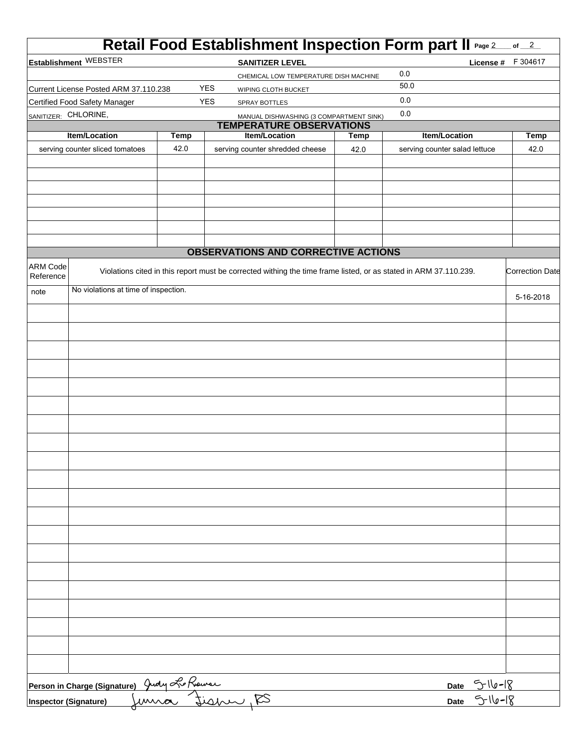# Retail Food Establishment Inspection Form part II

| | | | |
|---|---|---|---|
| Establishment WEBSTER | | SANITIZER LEVEL | License # F 304617 |
| | | CHEMICAL LOW TEMPERATURE DISH MACHINE | 0.0 |
| Current License Posted ARM 37.110.238 | YES | WIPING CLOTH BUCKET | 50.0 |
| Certified Food Safety Manager | YES | SPRAY BOTTLES | 0.0 |
| SANITIZER: CHLORINE, | | MANUAL DISHWASHING (3 COMPARTMENT SINK) | 0.0 |

## TEMPERATURE OBSERVATIONS

| Item/Location | Temp | Item/Location | Temp | Item/Location | Temp |
|---|---|---|---|---|---|
| serving counter sliced tomatoes | 42.0 | serving counter shredded cheese | 42.0 | serving counter salad lettuce | 42.0 |

## OBSERVATIONS AND CORRECTIVE ACTIONS

| ARM Code Reference | Violations cited in this report must be corrected withing the time frame listed, or as stated in ARM 37.110.239. | Correction Date |
|---|---|---|
| note | No violations at time of inspection. | 5-16-2018 |

Person in Charge (Signature) Judy LeRouse Date 5-16-18

Inspector (Signature) Jenna Fisher, RS Date 5-16-18